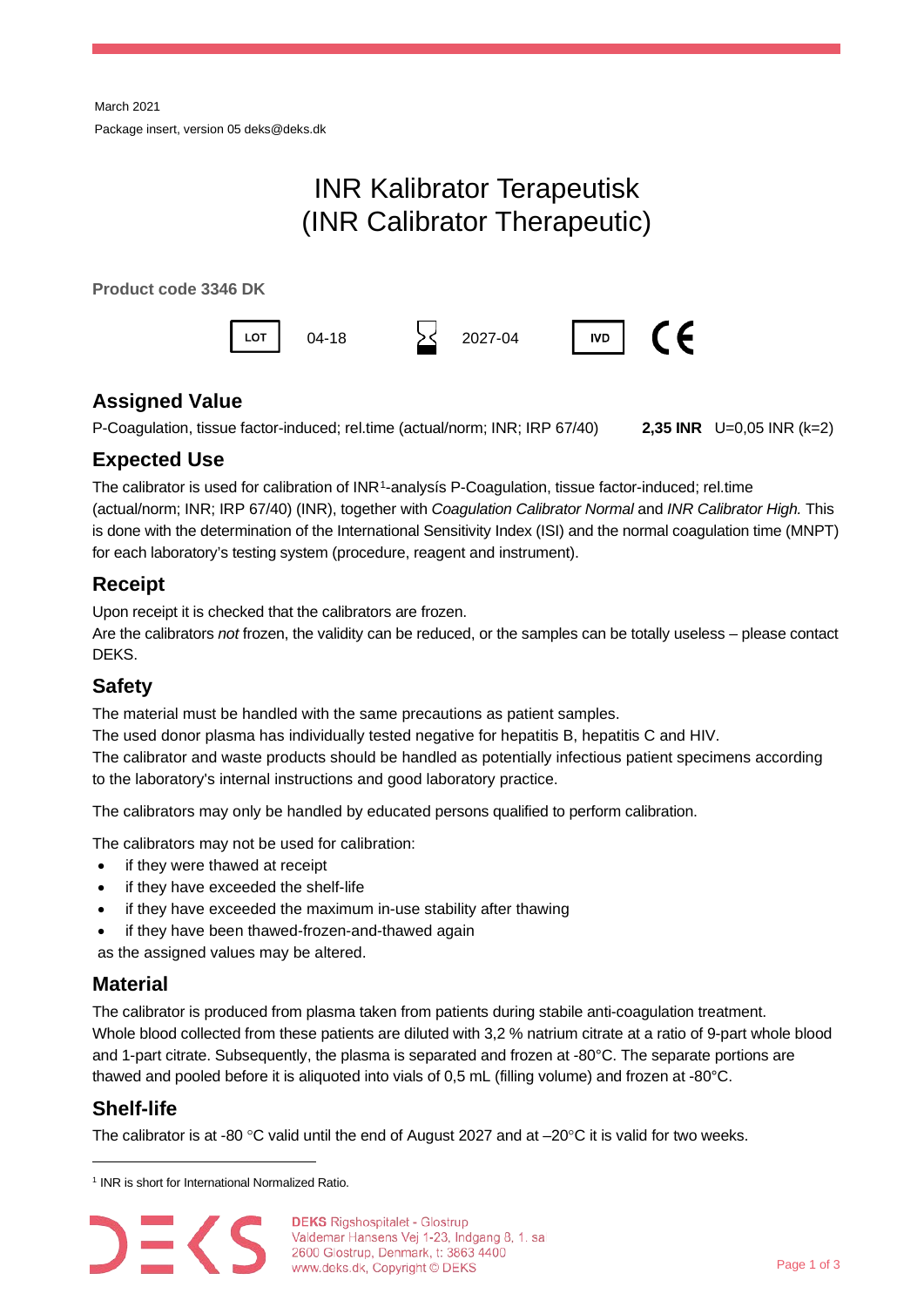March 2021

Package insert, version 05 deks@deks.dk

# INR Kalibrator Terapeutisk
# (INR Calibrator Therapeutic)

**Product code 3346 DK**

LOT 04-18 | 2027-04 | IVD | CE

## Assigned Value

P-Coagulation, tissue factor-induced; rel.time (actual/norm; INR; IRP 67/40) **2,35 INR** U=0,05 INR (k=2)

## Expected Use

The calibrator is used for calibration of INR[1]-analysís P-Coagulation, tissue factor-induced; rel.time (actual/norm; INR; IRP 67/40) (INR), together with *Coagulation Calibrator Normal* and *INR Calibrator High.* This is done with the determination of the International Sensitivity Index (ISI) and the normal coagulation time (MNPT) for each laboratory's testing system (procedure, reagent and instrument).

## Receipt

Upon receipt it is checked that the calibrators are frozen.
Are the calibrators *not* frozen, the validity can be reduced, or the samples can be totally useless – please contact DEKS.

## Safety

The material must be handled with the same precautions as patient samples.
The used donor plasma has individually tested negative for hepatitis B, hepatitis C and HIV.
The calibrator and waste products should be handled as potentially infectious patient specimens according to the laboratory's internal instructions and good laboratory practice.

The calibrators may only be handled by educated persons qualified to perform calibration.

The calibrators may not be used for calibration:

- if they were thawed at receipt
- if they have exceeded the shelf-life
- if they have exceeded the maximum in-use stability after thawing
- if they have been thawed-frozen-and-thawed again

as the assigned values may be altered.

## Material

The calibrator is produced from plasma taken from patients during stabile anti-coagulation treatment. Whole blood collected from these patients are diluted with 3,2 % natrium citrate at a ratio of 9-part whole blood and 1-part citrate. Subsequently, the plasma is separated and frozen at -80°C. The separate portions are thawed and pooled before it is aliquoted into vials of 0,5 mL (filling volume) and frozen at -80°C.

## Shelf-life

The calibrator is at -80 °C valid until the end of August 2027 and at –20°C it is valid for two weeks.

---

[1] INR is short for International Normalized Ratio.

**DEKS** Rigshospitalet - Glostrup
Valdemar Hansens Vej 1-23, Indgang 8, 1. sal
2600 Glostrup, Denmark, t: 3863 4400
www.deks.dk, Copyright © DEKS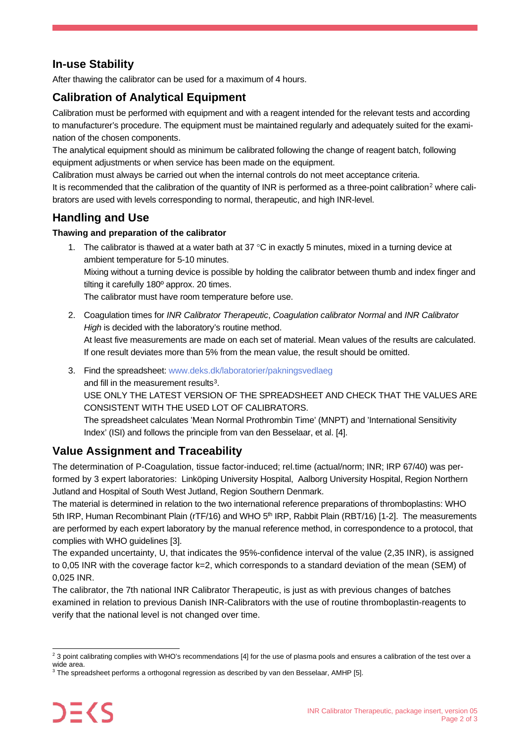## In-use Stability

After thawing the calibrator can be used for a maximum of 4 hours.

## Calibration of Analytical Equipment

Calibration must be performed with equipment and with a reagent intended for the relevant tests and according to manufacturer's procedure. The equipment must be maintained regularly and adequately suited for the examination of the chosen components.

The analytical equipment should as minimum be calibrated following the change of reagent batch, following equipment adjustments or when service has been made on the equipment.

Calibration must always be carried out when the internal controls do not meet acceptance criteria.

It is recommended that the calibration of the quantity of INR is performed as a three-point calibration[2] where calibrators are used with levels corresponding to normal, therapeutic, and high INR-level.

## Handling and Use

**Thawing and preparation of the calibrator**

1. The calibrator is thawed at a water bath at 37 °C in exactly 5 minutes, mixed in a turning device at ambient temperature for 5-10 minutes.
   Mixing without a turning device is possible by holding the calibrator between thumb and index finger and tilting it carefully 180º approx. 20 times.
   The calibrator must have room temperature before use.

2. Coagulation times for *INR Calibrator Therapeutic*, *Coagulation calibrator Normal* and *INR Calibrator High* is decided with the laboratory's routine method.
   At least five measurements are made on each set of material. Mean values of the results are calculated. If one result deviates more than 5% from the mean value, the result should be omitted.

3. Find the spreadsheet: www.deks.dk/laboratorier/pakningsvedlaeg
   and fill in the measurement results[3].
   USE ONLY THE LATEST VERSION OF THE SPREADSHEET AND CHECK THAT THE VALUES ARE CONSISTENT WITH THE USED LOT OF CALIBRATORS.
   The spreadsheet calculates 'Mean Normal Prothrombin Time' (MNPT) and 'International Sensitivity Index' (ISI) and follows the principle from van den Besselaar, et al. [4].

## Value Assignment and Traceability

The determination of P-Coagulation, tissue factor-induced; rel.time (actual/norm; INR; IRP 67/40) was performed by 3 expert laboratories: Linköping University Hospital, Aalborg University Hospital, Region Northern Jutland and Hospital of South West Jutland, Region Southern Denmark.

The material is determined in relation to the two international reference preparations of thromboplastins: WHO 5th IRP, Human Recombinant Plain (rTF/16) and WHO 5th IRP, Rabbit Plain (RBT/16) [1-2]. The measurements are performed by each expert laboratory by the manual reference method, in correspondence to a protocol, that complies with WHO guidelines [3].

The expanded uncertainty, U, that indicates the 95%-confidence interval of the value (2,35 INR), is assigned to 0,05 INR with the coverage factor k=2, which corresponds to a standard deviation of the mean (SEM) of 0,025 INR.

The calibrator, the 7th national INR Calibrator Therapeutic, is just as with previous changes of batches examined in relation to previous Danish INR-Calibrators with the use of routine thromboplastin-reagents to verify that the national level is not changed over time.

---

[2] 3 point calibrating complies with WHO's recommendations [4] for the use of plasma pools and ensures a calibration of the test over a wide area.

[3] The spreadsheet performs a orthogonal regression as described by van den Besselaar, AMHP [5].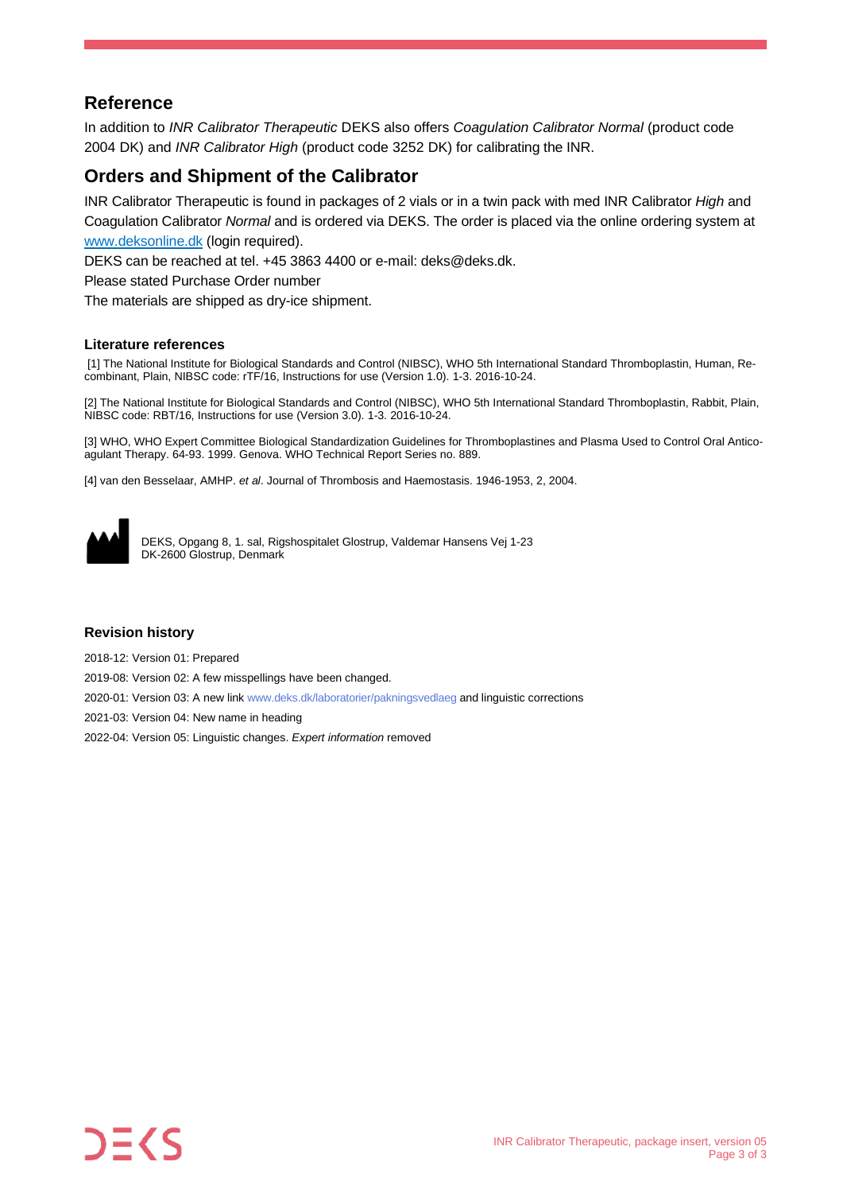## Reference

In addition to *INR Calibrator Therapeutic* DEKS also offers *Coagulation Calibrator Normal* (product code 2004 DK) and *INR Calibrator High* (product code 3252 DK) for calibrating the INR.

## Orders and Shipment of the Calibrator

INR Calibrator Therapeutic is found in packages of 2 vials or in a twin pack with med INR Calibrator *High* and Coagulation Calibrator *Normal* and is ordered via DEKS. The order is placed via the online ordering system at www.deksonline.dk (login required).

DEKS can be reached at tel. +45 3863 4400 or e-mail: deks@deks.dk.

Please stated Purchase Order number

The materials are shipped as dry-ice shipment.

### Literature references

[1] The National Institute for Biological Standards and Control (NIBSC), WHO 5th International Standard Thromboplastin, Human, Recombinant, Plain, NIBSC code: rTF/16, Instructions for use (Version 1.0). 1-3. 2016-10-24.

[2] The National Institute for Biological Standards and Control (NIBSC), WHO 5th International Standard Thromboplastin, Rabbit, Plain, NIBSC code: RBT/16, Instructions for use (Version 3.0). 1-3. 2016-10-24.

[3] WHO, WHO Expert Committee Biological Standardization Guidelines for Thromboplastines and Plasma Used to Control Oral Anticoagulant Therapy. 64-93. 1999. Genova. WHO Technical Report Series no. 889.

[4] van den Besselaar, AMHP. *et al*. Journal of Thrombosis and Haemostasis. 1946-1953, 2, 2004.

DEKS, Opgang 8, 1. sal, Rigshospitalet Glostrup, Valdemar Hansens Vej 1-23
DK-2600 Glostrup, Denmark

### Revision history

2018-12: Version 01: Prepared

2019-08: Version 02: A few misspellings have been changed.

2020-01: Version 03: A new link www.deks.dk/laboratorier/pakningsvedlaeg and linguistic corrections

2021-03: Version 04: New name in heading

2022-04: Version 05: Linguistic changes. *Expert information* removed